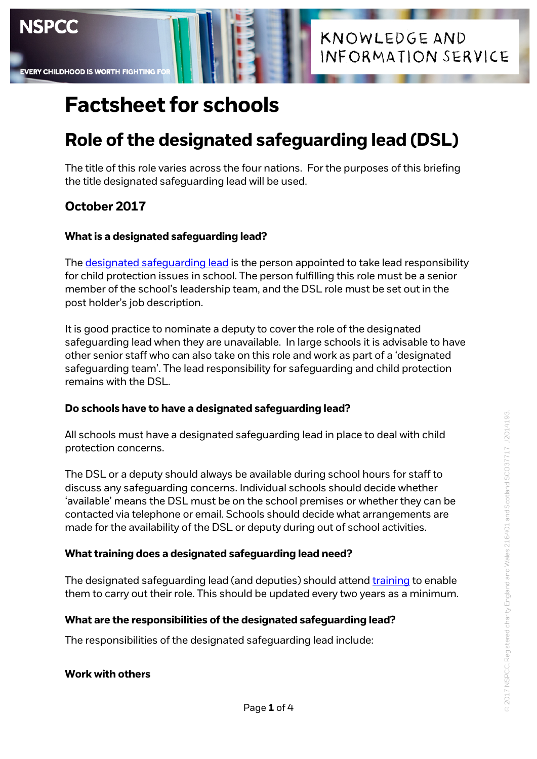# Factsheet for schools

## Role of the designated safeguarding lead (DSL)

The title of this role varies across the four nations. For the purposes of this briefing the title designated safeguarding lead will be used.

### October 2017

**What is a designated safeguarding lead?**

The designated safeguarding lead is the person appointed to take lead responsibility for child protection issues in school. The person fulfilling this role must be a senior member of the school's leadership team, and the DSL role must be set out in the post holder's job description.

It is good practice to nominate a deputy to cover the role of the designated safeguarding lead when they are unavailable. In large schools it is advisable to have other senior staff who can also take on this role and work as part of a 'designated safeguarding team'. The lead responsibility for safeguarding and child protection remains with the DSL.

**Do schools have to have a designated safeguarding lead?**

All schools must have a designated safeguarding lead in place to deal with child protection concerns.

The DSL or a deputy should always be available during school hours for staff to discuss any safeguarding concerns. Individual schools should decide whether 'available' means the DSL must be on the school premises or whether they can be contacted via telephone or email. Schools should decide what arrangements are made for the availability of the DSL or deputy during out of school activities.

**What training does a designated safeguarding lead need?**

The designated safeguarding lead (and deputies) should attend training to enable them to carry out their role. This should be updated every two years as a minimum.

**What are the responsibilities of the designated safeguarding lead?**

The responsibilities of the designated safeguarding lead include:

**Work with others**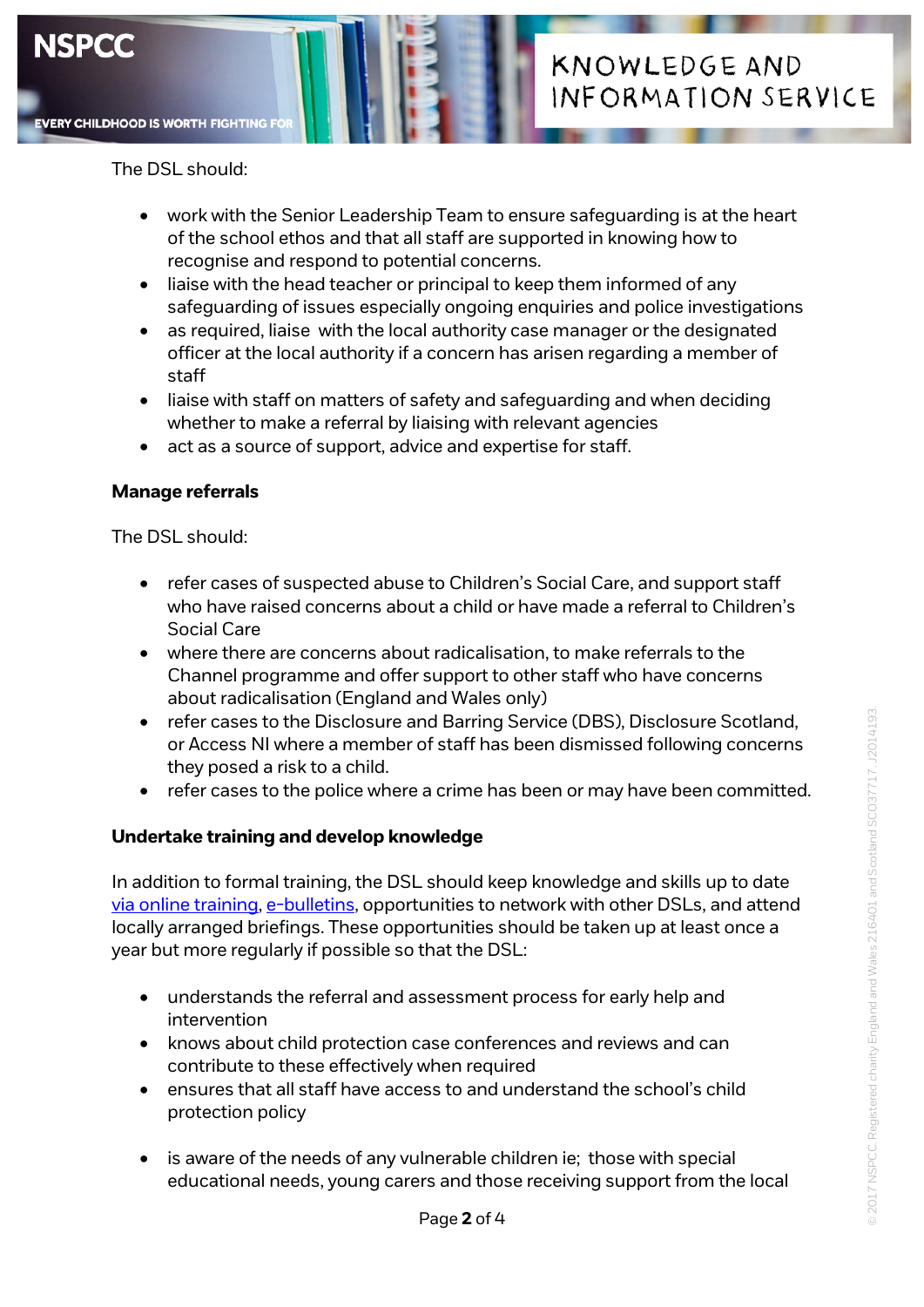The DSL should:

- work with the Senior Leadership Team to ensure safeguarding is at the heart of the school ethos and that all staff are supported in knowing how to recognise and respond to potential concerns.
- liaise with the head teacher or principal to keep them informed of any safeguarding of issues especially ongoing enquiries and police investigations
- as required, liaise with the local authority case manager or the designated officer at the local authority if a concern has arisen regarding a member of staff
- liaise with staff on matters of safety and safeguarding and when deciding whether to make a referral by liaising with relevant agencies
- act as a source of support, advice and expertise for staff.

**Manage referrals**

The DSL should:

- refer cases of suspected abuse to Children's Social Care, and support staff who have raised concerns about a child or have made a referral to Children's Social Care
- where there are concerns about radicalisation, to make referrals to the Channel programme and offer support to other staff who have concerns about radicalisation (England and Wales only)
- refer cases to the Disclosure and Barring Service (DBS), Disclosure Scotland, or Access NI where a member of staff has been dismissed following concerns they posed a risk to a child.
- refer cases to the police where a crime has been or may have been committed.

**Undertake training and develop knowledge**

In addition to formal training, the DSL should keep knowledge and skills up to date via online training, e-bulletins, opportunities to network with other DSLs, and attend locally arranged briefings. These opportunities should be taken up at least once a year but more regularly if possible so that the DSL:

- understands the referral and assessment process for early help and intervention
- knows about child protection case conferences and reviews and can contribute to these effectively when required
- ensures that all staff have access to and understand the school's child protection policy
- is aware of the needs of any vulnerable children ie; those with special educational needs, young carers and those receiving support from the local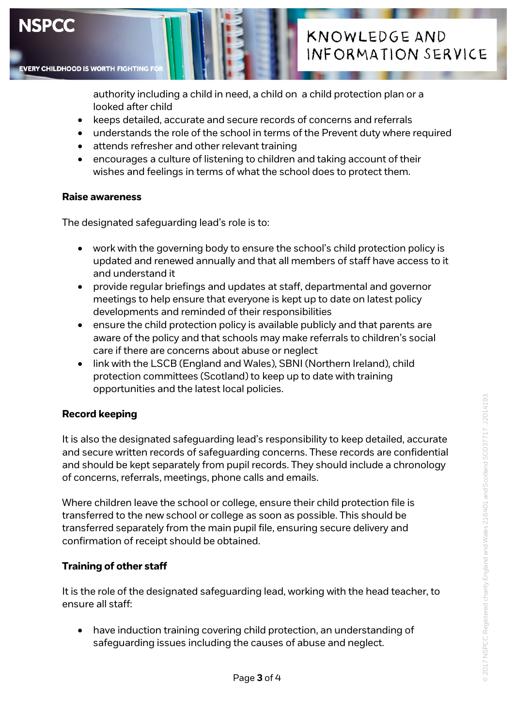authority including a child in need, a child on a child protection plan or a looked after child
- keeps detailed, accurate and secure records of concerns and referrals
- understands the role of the school in terms of the Prevent duty where required
- attends refresher and other relevant training
- encourages a culture of listening to children and taking account of their wishes and feelings in terms of what the school does to protect them.

**Raise awareness**

The designated safeguarding lead's role is to:

- work with the governing body to ensure the school's child protection policy is updated and renewed annually and that all members of staff have access to it and understand it
- provide regular briefings and updates at staff, departmental and governor meetings to help ensure that everyone is kept up to date on latest policy developments and reminded of their responsibilities
- ensure the child protection policy is available publicly and that parents are aware of the policy and that schools may make referrals to children's social care if there are concerns about abuse or neglect
- link with the LSCB (England and Wales), SBNI (Northern Ireland), child protection committees (Scotland) to keep up to date with training opportunities and the latest local policies.

**Record keeping**

It is also the designated safeguarding lead's responsibility to keep detailed, accurate and secure written records of safeguarding concerns. These records are confidential and should be kept separately from pupil records. They should include a chronology of concerns, referrals, meetings, phone calls and emails.

Where children leave the school or college, ensure their child protection file is transferred to the new school or college as soon as possible. This should be transferred separately from the main pupil file, ensuring secure delivery and confirmation of receipt should be obtained.

**Training of other staff**

It is the role of the designated safeguarding lead, working with the head teacher, to ensure all staff:

- have induction training covering child protection, an understanding of safeguarding issues including the causes of abuse and neglect.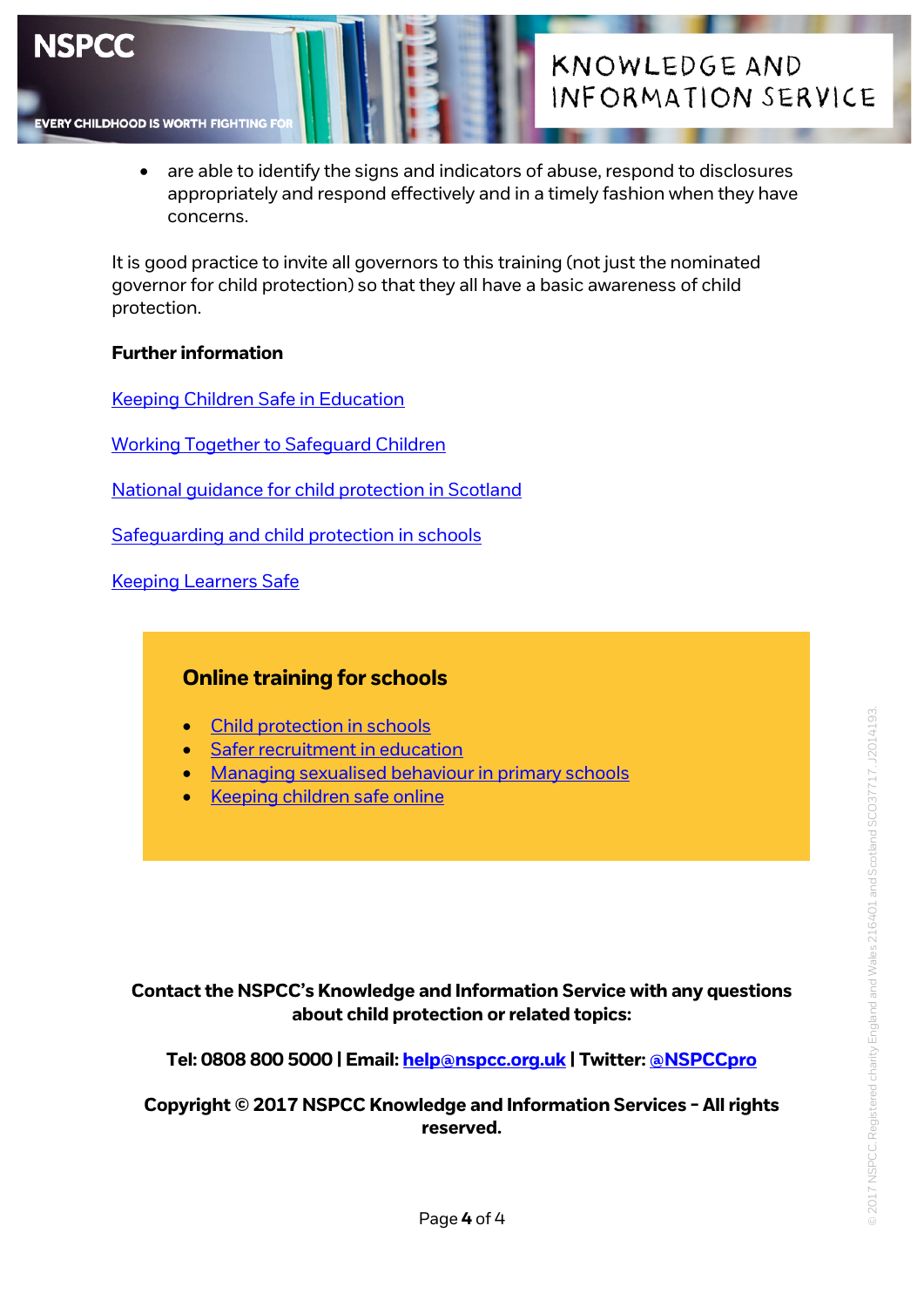- are able to identify the signs and indicators of abuse, respond to disclosures appropriately and respond effectively and in a timely fashion when they have concerns.

It is good practice to invite all governors to this training (not just the nominated governor for child protection) so that they all have a basic awareness of child protection.

**Further information**

Keeping Children Safe in Education

Working Together to Safeguard Children

National guidance for child protection in Scotland

Safeguarding and child protection in schools

Keeping Learners Safe

## Online training for schools

- Child protection in schools
- Safer recruitment in education
- Managing sexualised behaviour in primary schools
- Keeping children safe online

**Contact the NSPCC's Knowledge and Information Service with any questions about child protection or related topics:**

**Tel: 0808 800 5000 | Email: help@nspcc.org.uk | Twitter: @NSPCCpro**

**Copyright © 2017 NSPCC Knowledge and Information Services - All rights reserved.**

© 2017 NSPCC. Registered charity England and Wales 216401 and Scotland SC037717. J2014193.